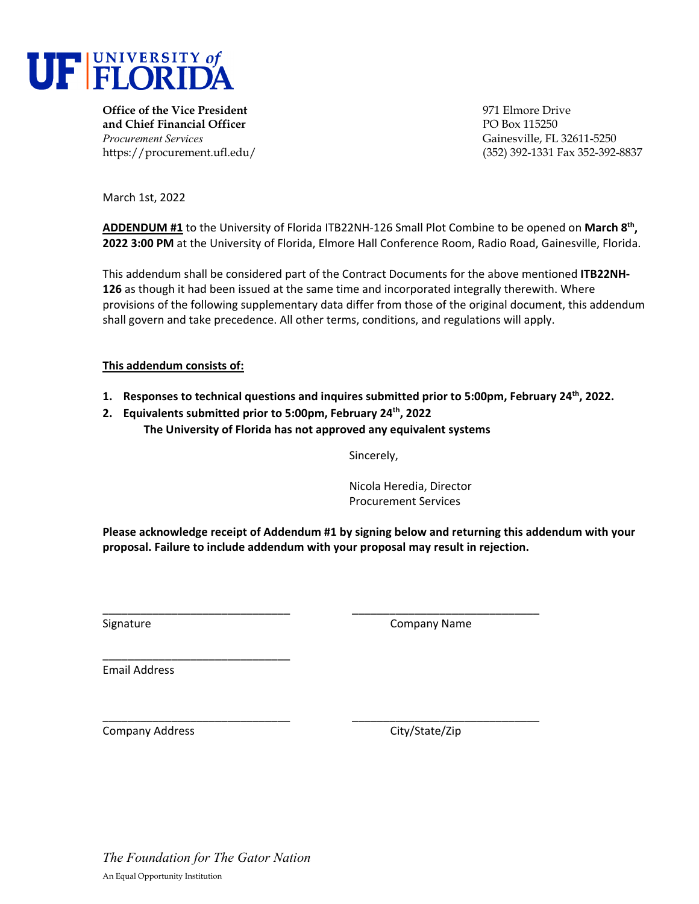UF | UNIVERSITY of FLORIDA

**Office of the Vice President**
**and Chief Financial Officer**
*Procurement Services*
https://procurement.ufl.edu/

971 Elmore Drive
PO Box 115250
Gainesville, FL 32611-5250
(352) 392-1331 Fax 352-392-8837

March 1st, 2022

**ADDENDUM #1** to the University of Florida ITB22NH-126 Small Plot Combine to be opened on **March 8th, 2022 3:00 PM** at the University of Florida, Elmore Hall Conference Room, Radio Road, Gainesville, Florida.

This addendum shall be considered part of the Contract Documents for the above mentioned **ITB22NH-126** as though it had been issued at the same time and incorporated integrally therewith. Where provisions of the following supplementary data differ from those of the original document, this addendum shall govern and take precedence. All other terms, conditions, and regulations will apply.

**This addendum consists of:**

1. **Responses to technical questions and inquires submitted prior to 5:00pm, February 24th, 2022.**
2. **Equivalents submitted prior to 5:00pm, February 24th, 2022**
   **The University of Florida has not approved any equivalent systems**

Sincerely,

Nicola Heredia, Director
Procurement Services

**Please acknowledge receipt of Addendum #1 by signing below and returning this addendum with your proposal. Failure to include addendum with your proposal may result in rejection.**

______________________________ Signature

______________________________ Company Name

______________________________ Email Address

______________________________ Company Address

______________________________ City/State/Zip

*The Foundation for The Gator Nation*

An Equal Opportunity Institution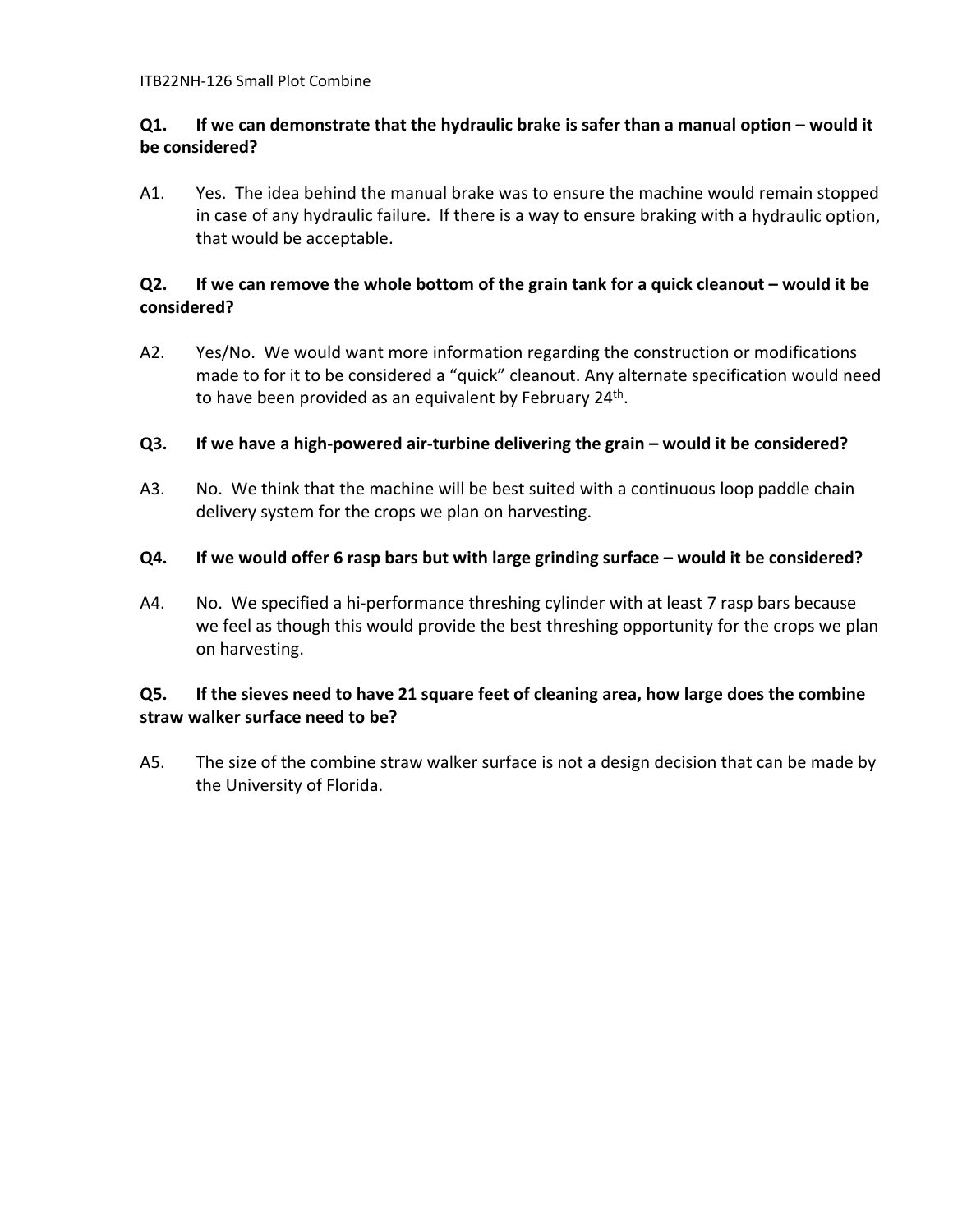ITB22NH-126 Small Plot Combine

**Q1. If we can demonstrate that the hydraulic brake is safer than a manual option – would it be considered?**

A1. Yes. The idea behind the manual brake was to ensure the machine would remain stopped in case of any hydraulic failure. If there is a way to ensure braking with a hydraulic option, that would be acceptable.

**Q2. If we can remove the whole bottom of the grain tank for a quick cleanout – would it be considered?**

A2. Yes/No. We would want more information regarding the construction or modifications made to for it to be considered a "quick" cleanout. Any alternate specification would need to have been provided as an equivalent by February 24th.

**Q3. If we have a high-powered air-turbine delivering the grain – would it be considered?**

A3. No. We think that the machine will be best suited with a continuous loop paddle chain delivery system for the crops we plan on harvesting.

**Q4. If we would offer 6 rasp bars but with large grinding surface – would it be considered?**

A4. No. We specified a hi-performance threshing cylinder with at least 7 rasp bars because we feel as though this would provide the best threshing opportunity for the crops we plan on harvesting.

**Q5. If the sieves need to have 21 square feet of cleaning area, how large does the combine straw walker surface need to be?**

A5. The size of the combine straw walker surface is not a design decision that can be made by the University of Florida.